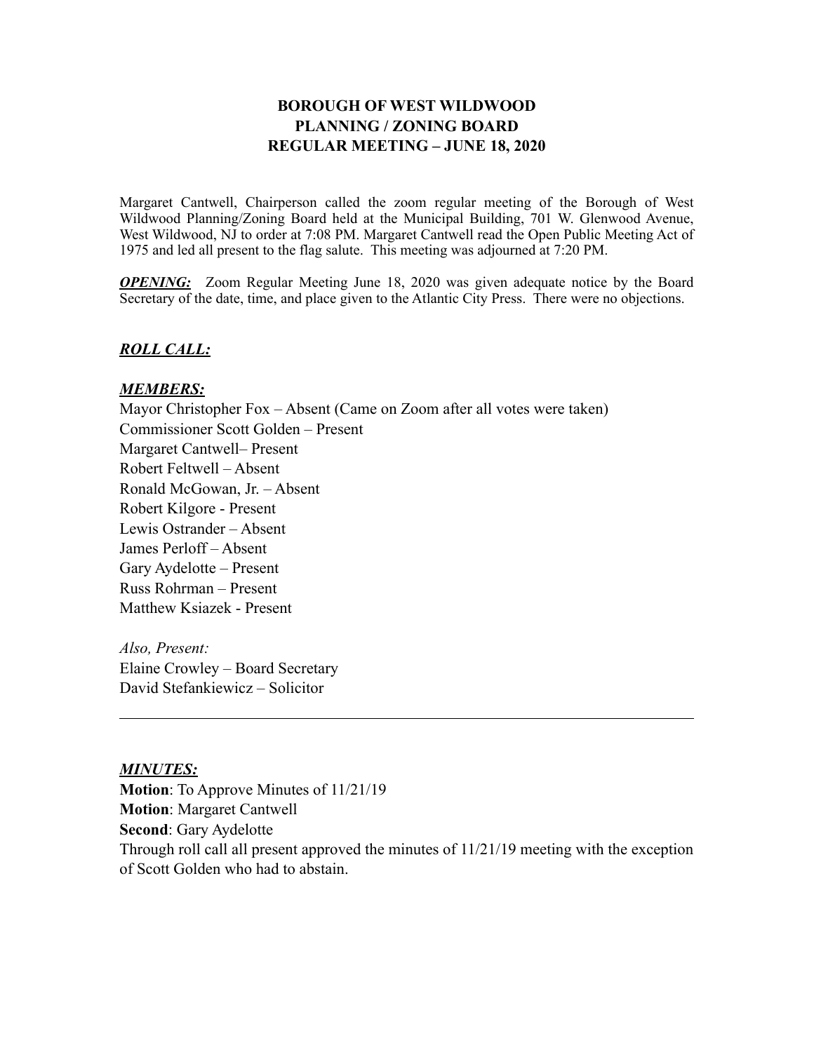# BOROUGH OF WEST WILDWOOD
# PLANNING / ZONING BOARD
# REGULAR MEETING – JUNE 18, 2020

Margaret Cantwell, Chairperson called the zoom regular meeting of the Borough of West Wildwood Planning/Zoning Board held at the Municipal Building, 701 W. Glenwood Avenue, West Wildwood, NJ to order at 7:08 PM. Margaret Cantwell read the Open Public Meeting Act of 1975 and led all present to the flag salute. This meeting was adjourned at 7:20 PM.

***OPENING:*** Zoom Regular Meeting June 18, 2020 was given adequate notice by the Board Secretary of the date, time, and place given to the Atlantic City Press. There were no objections.

## ***ROLL CALL:***

### ***MEMBERS:***

Mayor Christopher Fox – Absent (Came on Zoom after all votes were taken)
Commissioner Scott Golden – Present
Margaret Cantwell– Present
Robert Feltwell – Absent
Ronald McGowan, Jr. – Absent
Robert Kilgore - Present
Lewis Ostrander – Absent
James Perloff – Absent
Gary Aydelotte – Present
Russ Rohrman – Present
Matthew Ksiazek - Present

*Also, Present:*
Elaine Crowley – Board Secretary
David Stefankiewicz – Solicitor

---

### ***MINUTES:***

**Motion**: To Approve Minutes of 11/21/19
**Motion**: Margaret Cantwell
**Second**: Gary Aydelotte
Through roll call all present approved the minutes of 11/21/19 meeting with the exception of Scott Golden who had to abstain.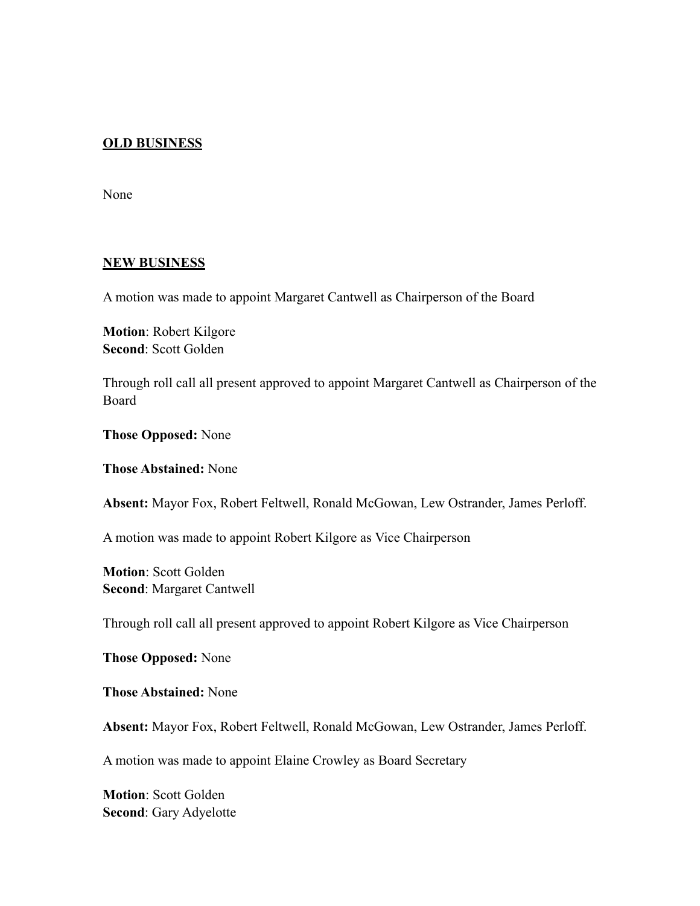**OLD BUSINESS**

None

**NEW BUSINESS**

A motion was made to appoint Margaret Cantwell as Chairperson of the Board

**Motion**: Robert Kilgore
**Second**: Scott Golden

Through roll call all present approved to appoint Margaret Cantwell as Chairperson of the Board

**Those Opposed:** None

**Those Abstained:** None

**Absent:** Mayor Fox, Robert Feltwell, Ronald McGowan, Lew Ostrander, James Perloff.

A motion was made to appoint Robert Kilgore as Vice Chairperson

**Motion**: Scott Golden
**Second**: Margaret Cantwell

Through roll call all present approved to appoint Robert Kilgore as Vice Chairperson

**Those Opposed:** None

**Those Abstained:** None

**Absent:** Mayor Fox, Robert Feltwell, Ronald McGowan, Lew Ostrander, James Perloff.

A motion was made to appoint Elaine Crowley as Board Secretary

**Motion**: Scott Golden
**Second**: Gary Adyelotte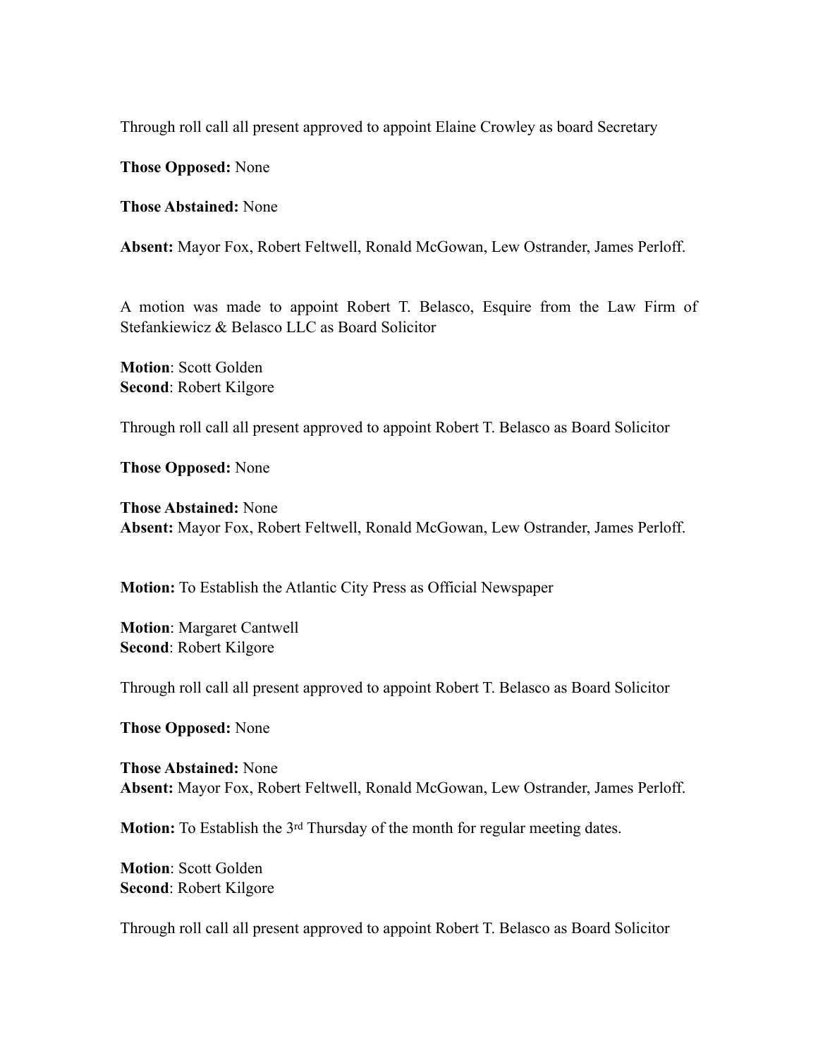Through roll call all present approved to appoint Elaine Crowley as board Secretary

**Those Opposed:** None

**Those Abstained:** None

**Absent:** Mayor Fox, Robert Feltwell, Ronald McGowan, Lew Ostrander, James Perloff.

A motion was made to appoint Robert T. Belasco, Esquire from the Law Firm of Stefankiewicz & Belasco LLC as Board Solicitor

**Motion**: Scott Golden
**Second**: Robert Kilgore

Through roll call all present approved to appoint Robert T. Belasco as Board Solicitor

**Those Opposed:** None

**Those Abstained:** None
**Absent:** Mayor Fox, Robert Feltwell, Ronald McGowan, Lew Ostrander, James Perloff.

**Motion:** To Establish the Atlantic City Press as Official Newspaper

**Motion**: Margaret Cantwell
**Second**: Robert Kilgore

Through roll call all present approved to appoint Robert T. Belasco as Board Solicitor

**Those Opposed:** None

**Those Abstained:** None
**Absent:** Mayor Fox, Robert Feltwell, Ronald McGowan, Lew Ostrander, James Perloff.

**Motion:** To Establish the 3rd Thursday of the month for regular meeting dates.

**Motion**: Scott Golden
**Second**: Robert Kilgore

Through roll call all present approved to appoint Robert T. Belasco as Board Solicitor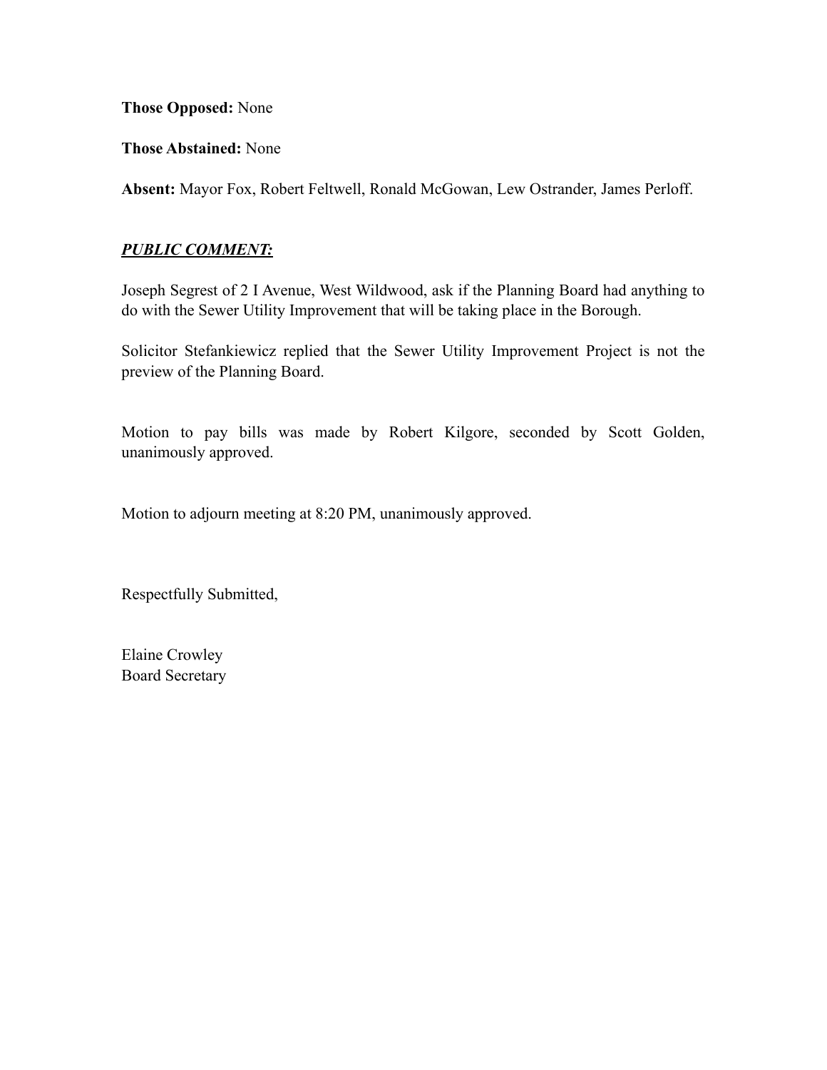**Those Opposed:** None

**Those Abstained:** None

**Absent:** Mayor Fox, Robert Feltwell, Ronald McGowan, Lew Ostrander, James Perloff.

***PUBLIC COMMENT:***

Joseph Segrest of 2 I Avenue, West Wildwood, ask if the Planning Board had anything to do with the Sewer Utility Improvement that will be taking place in the Borough.

Solicitor Stefankiewicz replied that the Sewer Utility Improvement Project is not the preview of the Planning Board.

Motion to pay bills was made by Robert Kilgore, seconded by Scott Golden, unanimously approved.

Motion to adjourn meeting at 8:20 PM, unanimously approved.

Respectfully Submitted,

Elaine Crowley
Board Secretary